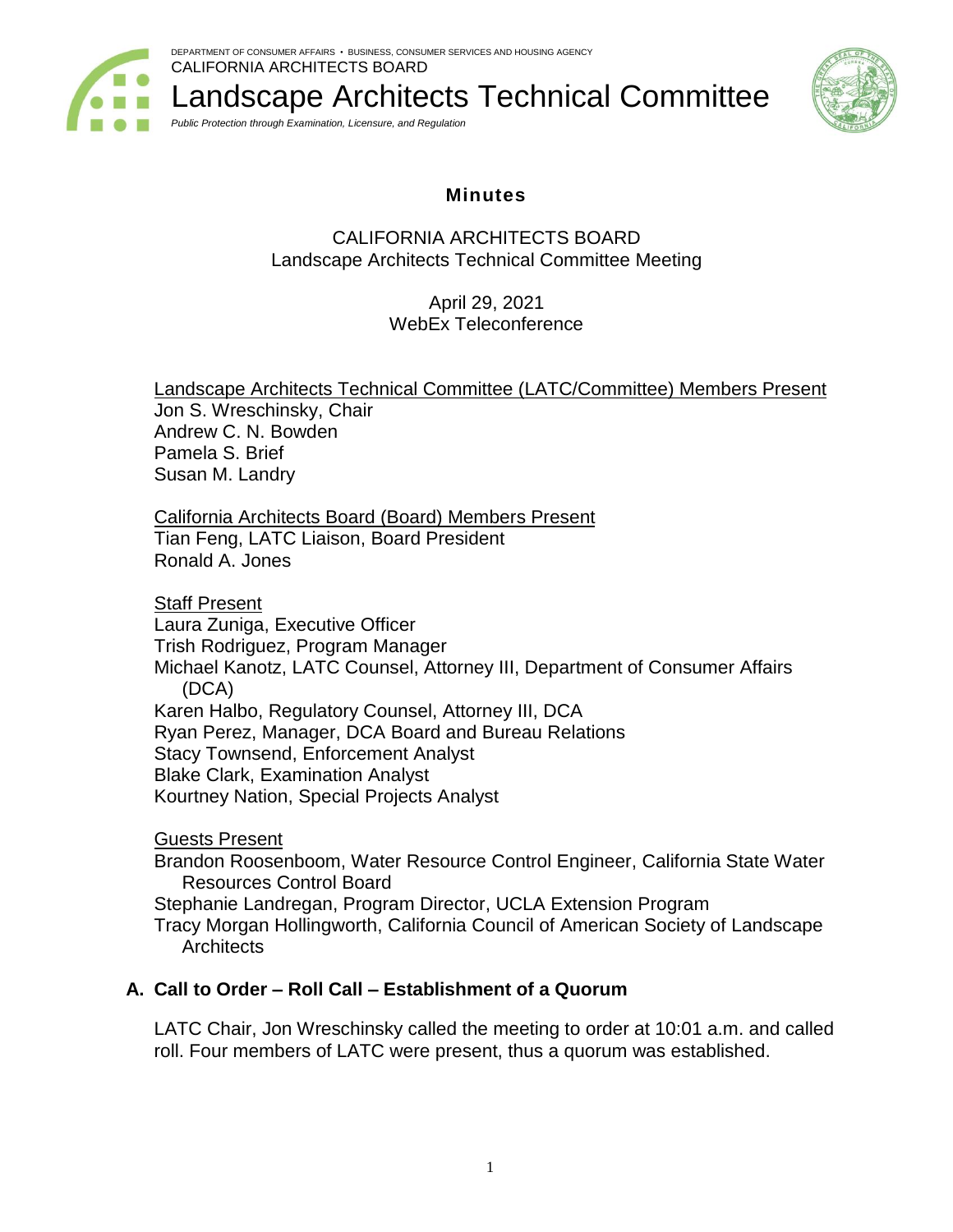DEPARTMENT OF CONSUMER AFFAIRS • BUSINESS, CONSUMER SERVICES AND HOUSING AGENCY
CALIFORNIA ARCHITECTS BOARD

# Landscape Architects Technical Committee

*Public Protection through Examination, Licensure, and Regulation*

## Minutes

CALIFORNIA ARCHITECTS BOARD
Landscape Architects Technical Committee Meeting

April 29, 2021
WebEx Teleconference

Landscape Architects Technical Committee (LATC/Committee) Members Present
Jon S. Wreschinsky, Chair
Andrew C. N. Bowden
Pamela S. Brief
Susan M. Landry

California Architects Board (Board) Members Present
Tian Feng, LATC Liaison, Board President
Ronald A. Jones

Staff Present
Laura Zuniga, Executive Officer
Trish Rodriguez, Program Manager
Michael Kanotz, LATC Counsel, Attorney III, Department of Consumer Affairs (DCA)
Karen Halbo, Regulatory Counsel, Attorney III, DCA
Ryan Perez, Manager, DCA Board and Bureau Relations
Stacy Townsend, Enforcement Analyst
Blake Clark, Examination Analyst
Kourtney Nation, Special Projects Analyst

Guests Present
Brandon Roosenboom, Water Resource Control Engineer, California State Water Resources Control Board
Stephanie Landregan, Program Director, UCLA Extension Program
Tracy Morgan Hollingworth, California Council of American Society of Landscape Architects

### A. Call to Order – Roll Call – Establishment of a Quorum

LATC Chair, Jon Wreschinsky called the meeting to order at 10:01 a.m. and called roll. Four members of LATC were present, thus a quorum was established.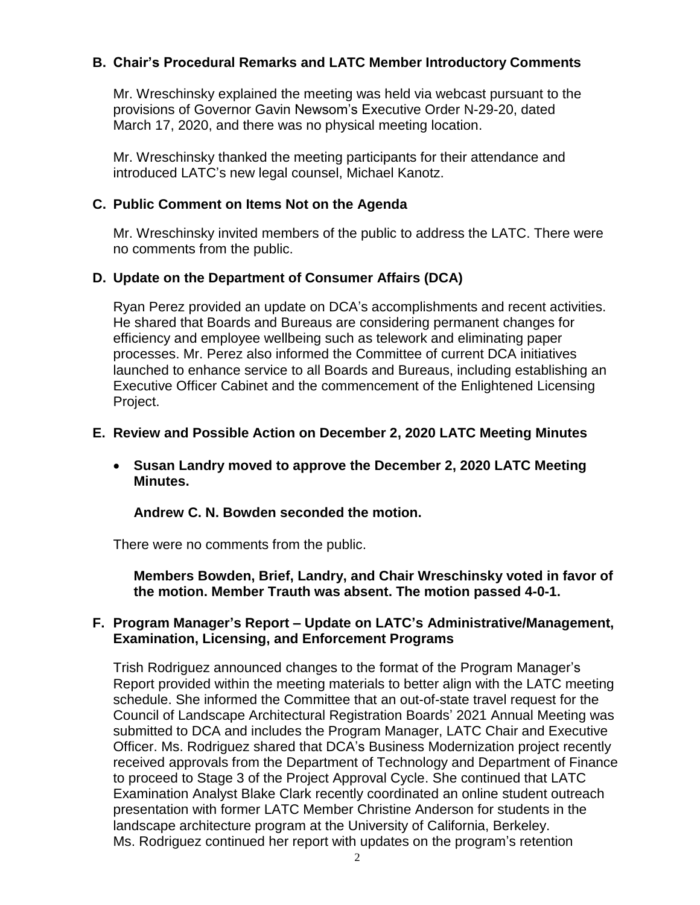## B. Chair's Procedural Remarks and LATC Member Introductory Comments

Mr. Wreschinsky explained the meeting was held via webcast pursuant to the provisions of Governor Gavin Newsom's Executive Order N-29-20, dated March 17, 2020, and there was no physical meeting location.

Mr. Wreschinsky thanked the meeting participants for their attendance and introduced LATC's new legal counsel, Michael Kanotz.

## C. Public Comment on Items Not on the Agenda

Mr. Wreschinsky invited members of the public to address the LATC. There were no comments from the public.

## D. Update on the Department of Consumer Affairs (DCA)

Ryan Perez provided an update on DCA's accomplishments and recent activities. He shared that Boards and Bureaus are considering permanent changes for efficiency and employee wellbeing such as telework and eliminating paper processes. Mr. Perez also informed the Committee of current DCA initiatives launched to enhance service to all Boards and Bureaus, including establishing an Executive Officer Cabinet and the commencement of the Enlightened Licensing Project.

## E. Review and Possible Action on December 2, 2020 LATC Meeting Minutes

- **Susan Landry moved to approve the December 2, 2020 LATC Meeting Minutes.**

  **Andrew C. N. Bowden seconded the motion.**

There were no comments from the public.

**Members Bowden, Brief, Landry, and Chair Wreschinsky voted in favor of the motion. Member Trauth was absent. The motion passed 4-0-1.**

## F. Program Manager's Report – Update on LATC's Administrative/Management, Examination, Licensing, and Enforcement Programs

Trish Rodriguez announced changes to the format of the Program Manager's Report provided within the meeting materials to better align with the LATC meeting schedule. She informed the Committee that an out-of-state travel request for the Council of Landscape Architectural Registration Boards' 2021 Annual Meeting was submitted to DCA and includes the Program Manager, LATC Chair and Executive Officer. Ms. Rodriguez shared that DCA's Business Modernization project recently received approvals from the Department of Technology and Department of Finance to proceed to Stage 3 of the Project Approval Cycle. She continued that LATC Examination Analyst Blake Clark recently coordinated an online student outreach presentation with former LATC Member Christine Anderson for students in the landscape architecture program at the University of California, Berkeley. Ms. Rodriguez continued her report with updates on the program's retention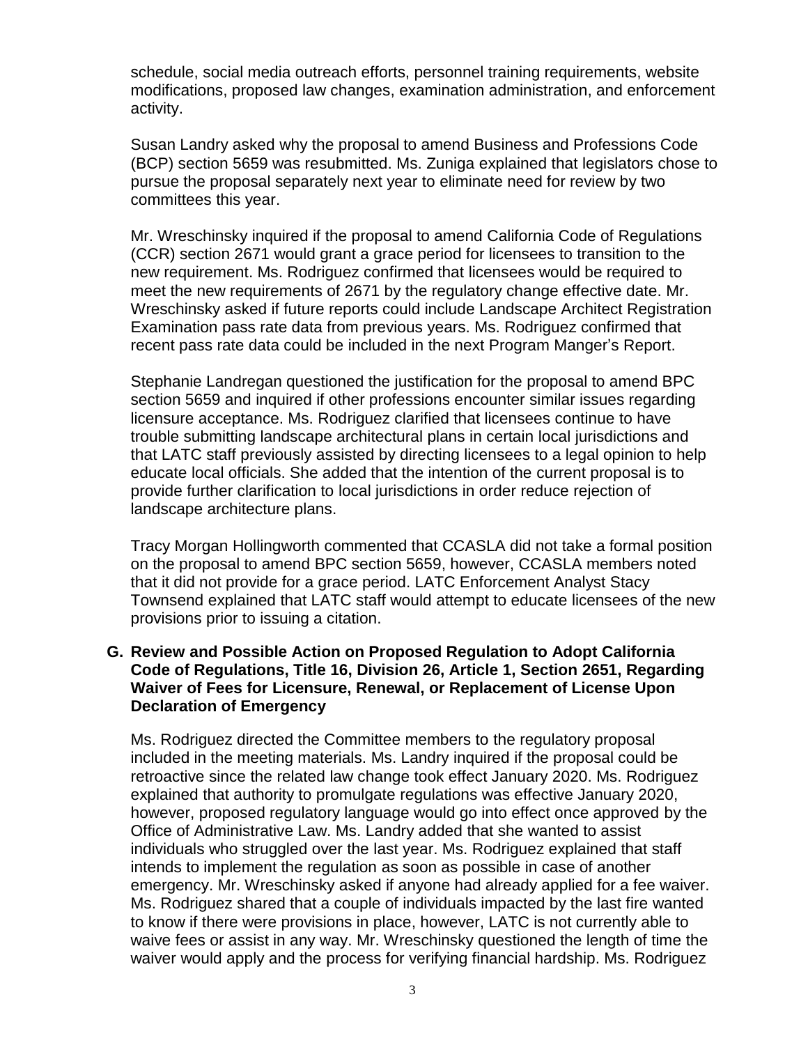schedule, social media outreach efforts, personnel training requirements, website modifications, proposed law changes, examination administration, and enforcement activity.

Susan Landry asked why the proposal to amend Business and Professions Code (BCP) section 5659 was resubmitted. Ms. Zuniga explained that legislators chose to pursue the proposal separately next year to eliminate need for review by two committees this year.

Mr. Wreschinsky inquired if the proposal to amend California Code of Regulations (CCR) section 2671 would grant a grace period for licensees to transition to the new requirement. Ms. Rodriguez confirmed that licensees would be required to meet the new requirements of 2671 by the regulatory change effective date. Mr. Wreschinsky asked if future reports could include Landscape Architect Registration Examination pass rate data from previous years. Ms. Rodriguez confirmed that recent pass rate data could be included in the next Program Manger's Report.

Stephanie Landregan questioned the justification for the proposal to amend BPC section 5659 and inquired if other professions encounter similar issues regarding licensure acceptance. Ms. Rodriguez clarified that licensees continue to have trouble submitting landscape architectural plans in certain local jurisdictions and that LATC staff previously assisted by directing licensees to a legal opinion to help educate local officials. She added that the intention of the current proposal is to provide further clarification to local jurisdictions in order reduce rejection of landscape architecture plans.

Tracy Morgan Hollingworth commented that CCASLA did not take a formal position on the proposal to amend BPC section 5659, however, CCASLA members noted that it did not provide for a grace period. LATC Enforcement Analyst Stacy Townsend explained that LATC staff would attempt to educate licensees of the new provisions prior to issuing a citation.

**G. Review and Possible Action on Proposed Regulation to Adopt California Code of Regulations, Title 16, Division 26, Article 1, Section 2651, Regarding Waiver of Fees for Licensure, Renewal, or Replacement of License Upon Declaration of Emergency**

Ms. Rodriguez directed the Committee members to the regulatory proposal included in the meeting materials. Ms. Landry inquired if the proposal could be retroactive since the related law change took effect January 2020. Ms. Rodriguez explained that authority to promulgate regulations was effective January 2020, however, proposed regulatory language would go into effect once approved by the Office of Administrative Law. Ms. Landry added that she wanted to assist individuals who struggled over the last year. Ms. Rodriguez explained that staff intends to implement the regulation as soon as possible in case of another emergency. Mr. Wreschinsky asked if anyone had already applied for a fee waiver. Ms. Rodriguez shared that a couple of individuals impacted by the last fire wanted to know if there were provisions in place, however, LATC is not currently able to waive fees or assist in any way. Mr. Wreschinsky questioned the length of time the waiver would apply and the process for verifying financial hardship. Ms. Rodriguez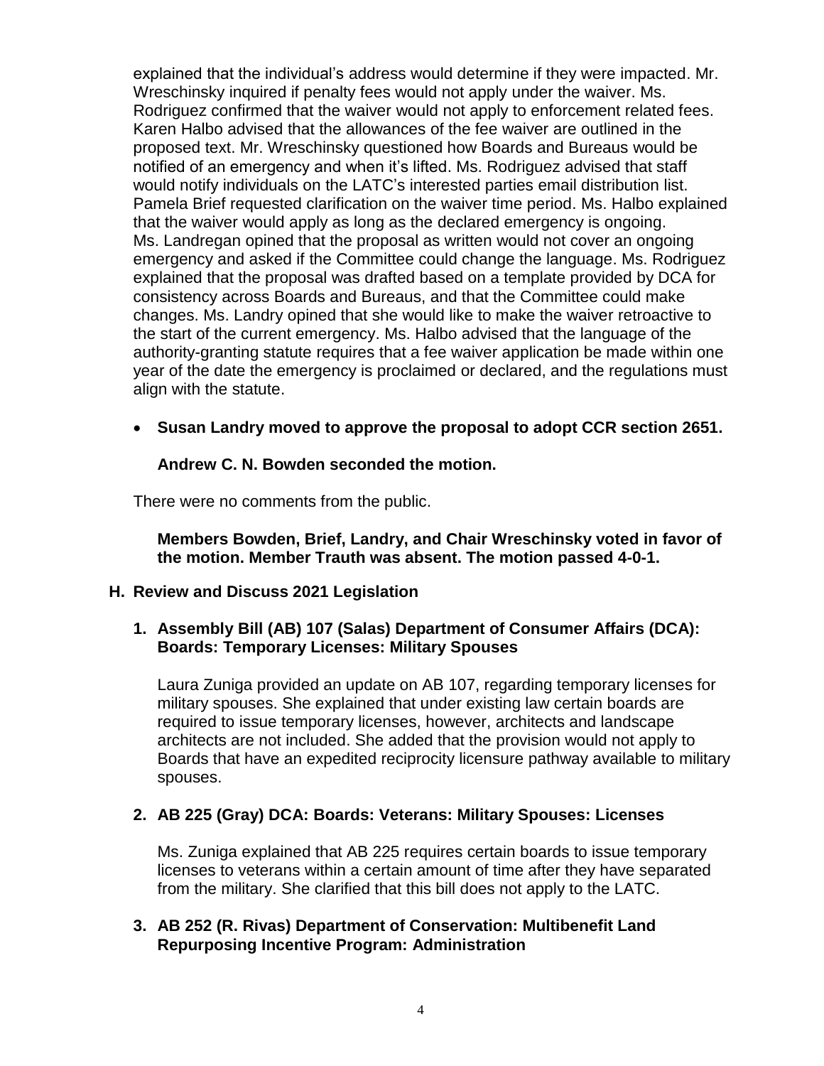explained that the individual's address would determine if they were impacted. Mr. Wreschinsky inquired if penalty fees would not apply under the waiver. Ms. Rodriguez confirmed that the waiver would not apply to enforcement related fees. Karen Halbo advised that the allowances of the fee waiver are outlined in the proposed text. Mr. Wreschinsky questioned how Boards and Bureaus would be notified of an emergency and when it's lifted. Ms. Rodriguez advised that staff would notify individuals on the LATC's interested parties email distribution list. Pamela Brief requested clarification on the waiver time period. Ms. Halbo explained that the waiver would apply as long as the declared emergency is ongoing. Ms. Landregan opined that the proposal as written would not cover an ongoing emergency and asked if the Committee could change the language. Ms. Rodriguez explained that the proposal was drafted based on a template provided by DCA for consistency across Boards and Bureaus, and that the Committee could make changes. Ms. Landry opined that she would like to make the waiver retroactive to the start of the current emergency. Ms. Halbo advised that the language of the authority-granting statute requires that a fee waiver application be made within one year of the date the emergency is proclaimed or declared, and the regulations must align with the statute.

- **Susan Landry moved to approve the proposal to adopt CCR section 2651.**

  **Andrew C. N. Bowden seconded the motion.**

There were no comments from the public.

**Members Bowden, Brief, Landry, and Chair Wreschinsky voted in favor of the motion. Member Trauth was absent. The motion passed 4-0-1.**

### H. Review and Discuss 2021 Legislation

#### 1. Assembly Bill (AB) 107 (Salas) Department of Consumer Affairs (DCA): Boards: Temporary Licenses: Military Spouses

Laura Zuniga provided an update on AB 107, regarding temporary licenses for military spouses. She explained that under existing law certain boards are required to issue temporary licenses, however, architects and landscape architects are not included. She added that the provision would not apply to Boards that have an expedited reciprocity licensure pathway available to military spouses.

#### 2. AB 225 (Gray) DCA: Boards: Veterans: Military Spouses: Licenses

Ms. Zuniga explained that AB 225 requires certain boards to issue temporary licenses to veterans within a certain amount of time after they have separated from the military. She clarified that this bill does not apply to the LATC.

#### 3. AB 252 (R. Rivas) Department of Conservation: Multibenefit Land Repurposing Incentive Program: Administration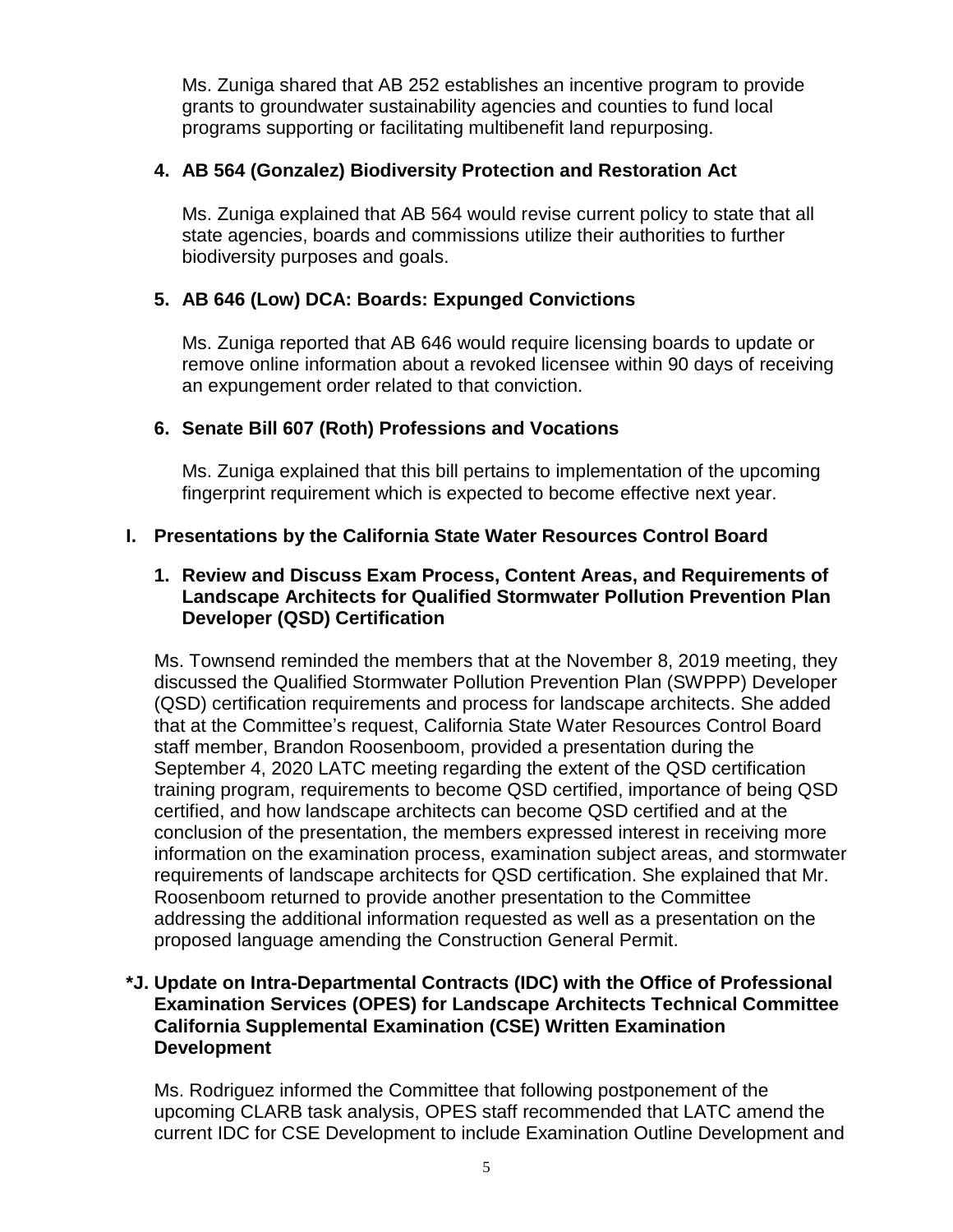Ms. Zuniga shared that AB 252 establishes an incentive program to provide grants to groundwater sustainability agencies and counties to fund local programs supporting or facilitating multibenefit land repurposing.

**4. AB 564 (Gonzalez) Biodiversity Protection and Restoration Act**

Ms. Zuniga explained that AB 564 would revise current policy to state that all state agencies, boards and commissions utilize their authorities to further biodiversity purposes and goals.

**5. AB 646 (Low) DCA: Boards: Expunged Convictions**

Ms. Zuniga reported that AB 646 would require licensing boards to update or remove online information about a revoked licensee within 90 days of receiving an expungement order related to that conviction.

**6. Senate Bill 607 (Roth) Professions and Vocations**

Ms. Zuniga explained that this bill pertains to implementation of the upcoming fingerprint requirement which is expected to become effective next year.

## I. Presentations by the California State Water Resources Control Board

**1. Review and Discuss Exam Process, Content Areas, and Requirements of Landscape Architects for Qualified Stormwater Pollution Prevention Plan Developer (QSD) Certification**

Ms. Townsend reminded the members that at the November 8, 2019 meeting, they discussed the Qualified Stormwater Pollution Prevention Plan (SWPPP) Developer (QSD) certification requirements and process for landscape architects. She added that at the Committee's request, California State Water Resources Control Board staff member, Brandon Roosenboom, provided a presentation during the September 4, 2020 LATC meeting regarding the extent of the QSD certification training program, requirements to become QSD certified, importance of being QSD certified, and how landscape architects can become QSD certified and at the conclusion of the presentation, the members expressed interest in receiving more information on the examination process, examination subject areas, and stormwater requirements of landscape architects for QSD certification. She explained that Mr. Roosenboom returned to provide another presentation to the Committee addressing the additional information requested as well as a presentation on the proposed language amending the Construction General Permit.

## *J. Update on Intra-Departmental Contracts (IDC) with the Office of Professional Examination Services (OPES) for Landscape Architects Technical Committee California Supplemental Examination (CSE) Written Examination Development

Ms. Rodriguez informed the Committee that following postponement of the upcoming CLARB task analysis, OPES staff recommended that LATC amend the current IDC for CSE Development to include Examination Outline Development and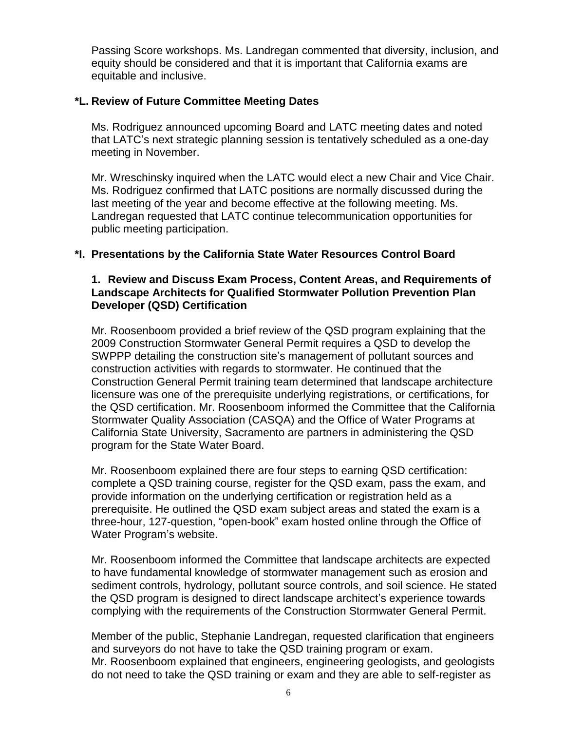Passing Score workshops. Ms. Landregan commented that diversity, inclusion, and equity should be considered and that it is important that California exams are equitable and inclusive.

## *L. Review of Future Committee Meeting Dates

Ms. Rodriguez announced upcoming Board and LATC meeting dates and noted that LATC's next strategic planning session is tentatively scheduled as a one-day meeting in November.

Mr. Wreschinsky inquired when the LATC would elect a new Chair and Vice Chair. Ms. Rodriguez confirmed that LATC positions are normally discussed during the last meeting of the year and become effective at the following meeting. Ms. Landregan requested that LATC continue telecommunication opportunities for public meeting participation.

## *I. Presentations by the California State Water Resources Control Board

### 1. Review and Discuss Exam Process, Content Areas, and Requirements of Landscape Architects for Qualified Stormwater Pollution Prevention Plan Developer (QSD) Certification

Mr. Roosenboom provided a brief review of the QSD program explaining that the 2009 Construction Stormwater General Permit requires a QSD to develop the SWPPP detailing the construction site's management of pollutant sources and construction activities with regards to stormwater. He continued that the Construction General Permit training team determined that landscape architecture licensure was one of the prerequisite underlying registrations, or certifications, for the QSD certification. Mr. Roosenboom informed the Committee that the California Stormwater Quality Association (CASQA) and the Office of Water Programs at California State University, Sacramento are partners in administering the QSD program for the State Water Board.

Mr. Roosenboom explained there are four steps to earning QSD certification: complete a QSD training course, register for the QSD exam, pass the exam, and provide information on the underlying certification or registration held as a prerequisite. He outlined the QSD exam subject areas and stated the exam is a three-hour, 127-question, "open-book" exam hosted online through the Office of Water Program's website.

Mr. Roosenboom informed the Committee that landscape architects are expected to have fundamental knowledge of stormwater management such as erosion and sediment controls, hydrology, pollutant source controls, and soil science. He stated the QSD program is designed to direct landscape architect's experience towards complying with the requirements of the Construction Stormwater General Permit.

Member of the public, Stephanie Landregan, requested clarification that engineers and surveyors do not have to take the QSD training program or exam. Mr. Roosenboom explained that engineers, engineering geologists, and geologists do not need to take the QSD training or exam and they are able to self-register as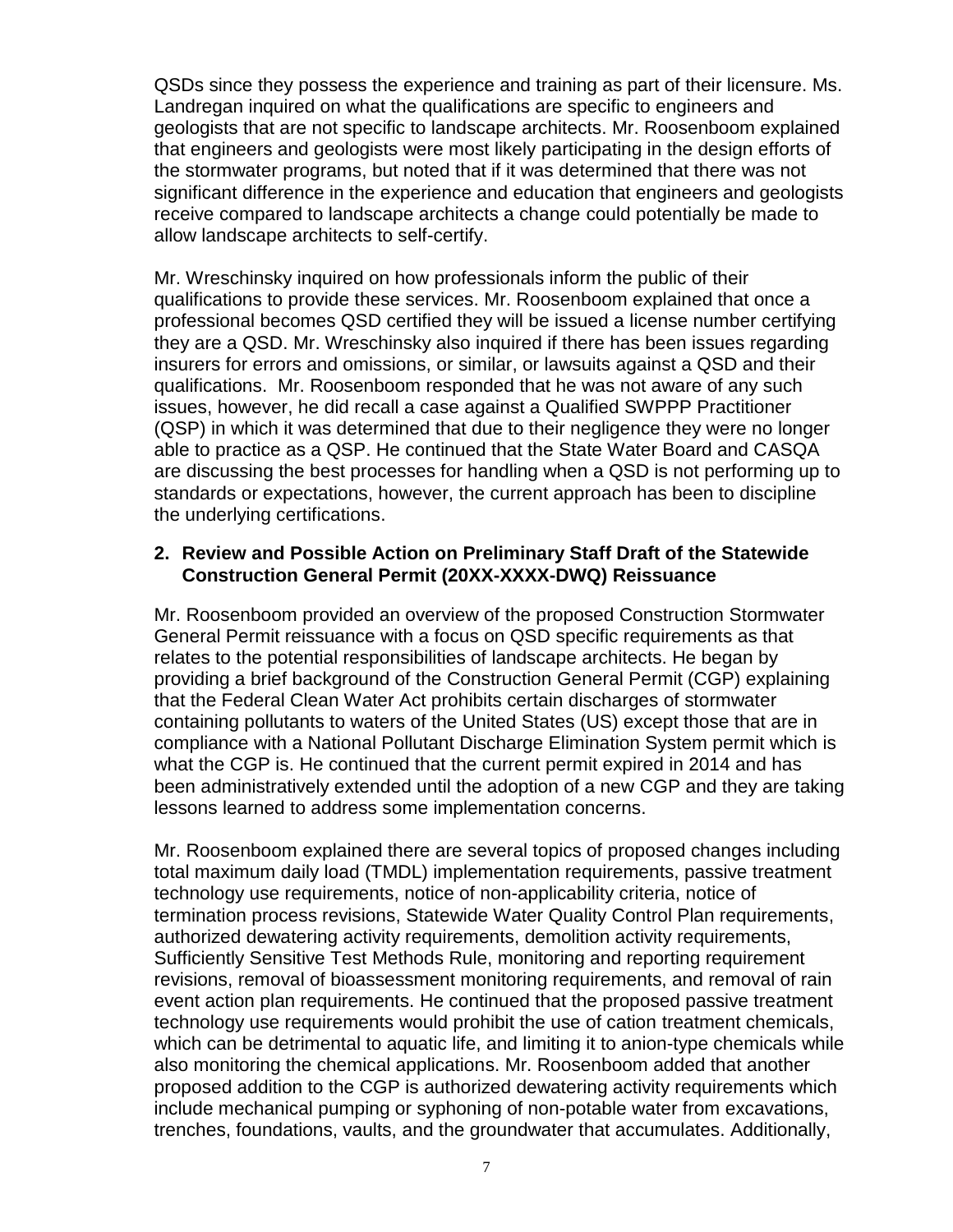QSDs since they possess the experience and training as part of their licensure. Ms. Landregan inquired on what the qualifications are specific to engineers and geologists that are not specific to landscape architects. Mr. Roosenboom explained that engineers and geologists were most likely participating in the design efforts of the stormwater programs, but noted that if it was determined that there was not significant difference in the experience and education that engineers and geologists receive compared to landscape architects a change could potentially be made to allow landscape architects to self-certify.

Mr. Wreschinsky inquired on how professionals inform the public of their qualifications to provide these services. Mr. Roosenboom explained that once a professional becomes QSD certified they will be issued a license number certifying they are a QSD. Mr. Wreschinsky also inquired if there has been issues regarding insurers for errors and omissions, or similar, or lawsuits against a QSD and their qualifications. Mr. Roosenboom responded that he was not aware of any such issues, however, he did recall a case against a Qualified SWPPP Practitioner (QSP) in which it was determined that due to their negligence they were no longer able to practice as a QSP. He continued that the State Water Board and CASQA are discussing the best processes for handling when a QSD is not performing up to standards or expectations, however, the current approach has been to discipline the underlying certifications.

**2. Review and Possible Action on Preliminary Staff Draft of the Statewide Construction General Permit (20XX-XXXX-DWQ) Reissuance**

Mr. Roosenboom provided an overview of the proposed Construction Stormwater General Permit reissuance with a focus on QSD specific requirements as that relates to the potential responsibilities of landscape architects. He began by providing a brief background of the Construction General Permit (CGP) explaining that the Federal Clean Water Act prohibits certain discharges of stormwater containing pollutants to waters of the United States (US) except those that are in compliance with a National Pollutant Discharge Elimination System permit which is what the CGP is. He continued that the current permit expired in 2014 and has been administratively extended until the adoption of a new CGP and they are taking lessons learned to address some implementation concerns.

Mr. Roosenboom explained there are several topics of proposed changes including total maximum daily load (TMDL) implementation requirements, passive treatment technology use requirements, notice of non-applicability criteria, notice of termination process revisions, Statewide Water Quality Control Plan requirements, authorized dewatering activity requirements, demolition activity requirements, Sufficiently Sensitive Test Methods Rule, monitoring and reporting requirement revisions, removal of bioassessment monitoring requirements, and removal of rain event action plan requirements. He continued that the proposed passive treatment technology use requirements would prohibit the use of cation treatment chemicals, which can be detrimental to aquatic life, and limiting it to anion-type chemicals while also monitoring the chemical applications. Mr. Roosenboom added that another proposed addition to the CGP is authorized dewatering activity requirements which include mechanical pumping or syphoning of non-potable water from excavations, trenches, foundations, vaults, and the groundwater that accumulates. Additionally,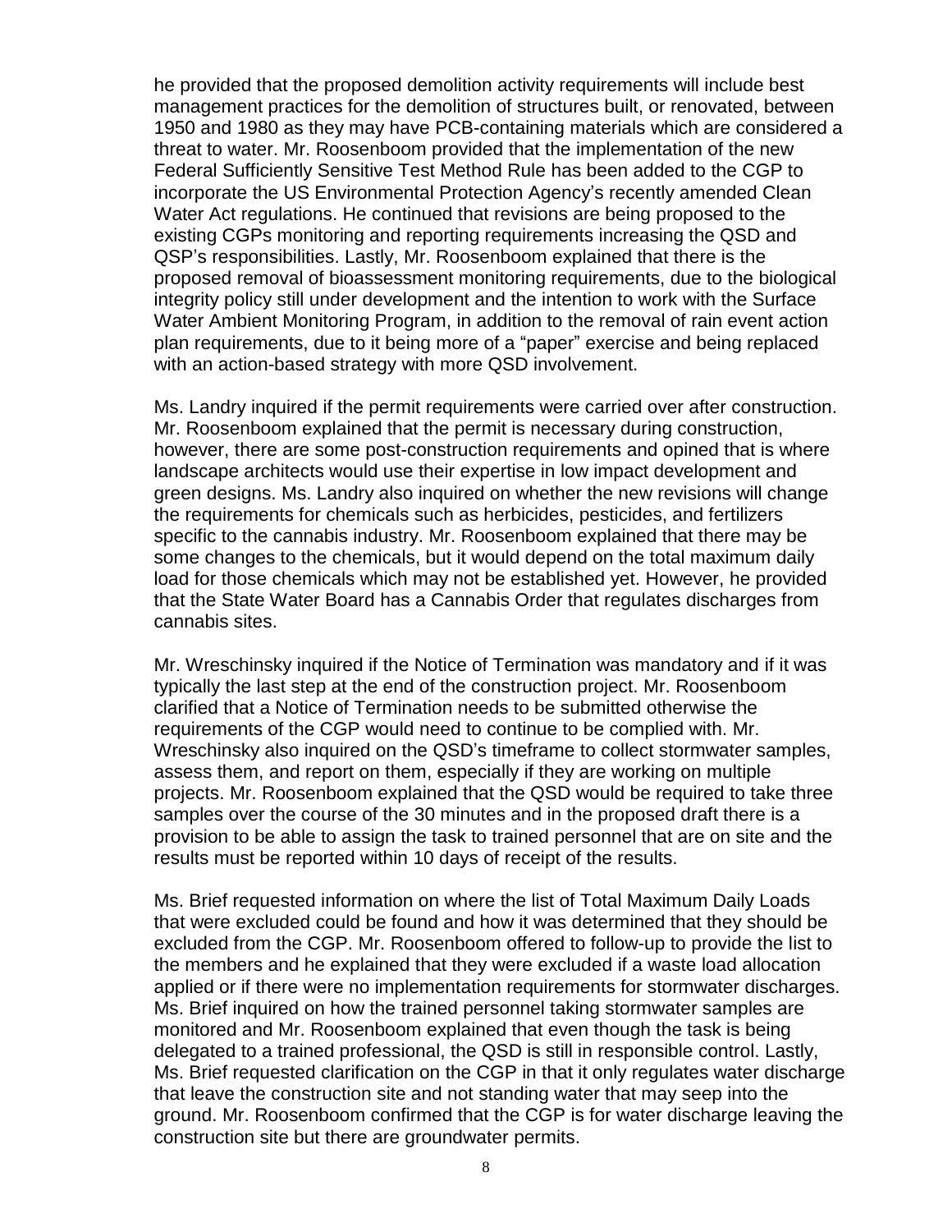he provided that the proposed demolition activity requirements will include best management practices for the demolition of structures built, or renovated, between 1950 and 1980 as they may have PCB-containing materials which are considered a threat to water. Mr. Roosenboom provided that the implementation of the new Federal Sufficiently Sensitive Test Method Rule has been added to the CGP to incorporate the US Environmental Protection Agency's recently amended Clean Water Act regulations. He continued that revisions are being proposed to the existing CGPs monitoring and reporting requirements increasing the QSD and QSP's responsibilities. Lastly, Mr. Roosenboom explained that there is the proposed removal of bioassessment monitoring requirements, due to the biological integrity policy still under development and the intention to work with the Surface Water Ambient Monitoring Program, in addition to the removal of rain event action plan requirements, due to it being more of a "paper" exercise and being replaced with an action-based strategy with more QSD involvement.

Ms. Landry inquired if the permit requirements were carried over after construction. Mr. Roosenboom explained that the permit is necessary during construction, however, there are some post-construction requirements and opined that is where landscape architects would use their expertise in low impact development and green designs. Ms. Landry also inquired on whether the new revisions will change the requirements for chemicals such as herbicides, pesticides, and fertilizers specific to the cannabis industry. Mr. Roosenboom explained that there may be some changes to the chemicals, but it would depend on the total maximum daily load for those chemicals which may not be established yet. However, he provided that the State Water Board has a Cannabis Order that regulates discharges from cannabis sites.

Mr. Wreschinsky inquired if the Notice of Termination was mandatory and if it was typically the last step at the end of the construction project. Mr. Roosenboom clarified that a Notice of Termination needs to be submitted otherwise the requirements of the CGP would need to continue to be complied with. Mr. Wreschinsky also inquired on the QSD's timeframe to collect stormwater samples, assess them, and report on them, especially if they are working on multiple projects. Mr. Roosenboom explained that the QSD would be required to take three samples over the course of the 30 minutes and in the proposed draft there is a provision to be able to assign the task to trained personnel that are on site and the results must be reported within 10 days of receipt of the results.

Ms. Brief requested information on where the list of Total Maximum Daily Loads that were excluded could be found and how it was determined that they should be excluded from the CGP. Mr. Roosenboom offered to follow-up to provide the list to the members and he explained that they were excluded if a waste load allocation applied or if there were no implementation requirements for stormwater discharges. Ms. Brief inquired on how the trained personnel taking stormwater samples are monitored and Mr. Roosenboom explained that even though the task is being delegated to a trained professional, the QSD is still in responsible control. Lastly, Ms. Brief requested clarification on the CGP in that it only regulates water discharge that leave the construction site and not standing water that may seep into the ground. Mr. Roosenboom confirmed that the CGP is for water discharge leaving the construction site but there are groundwater permits.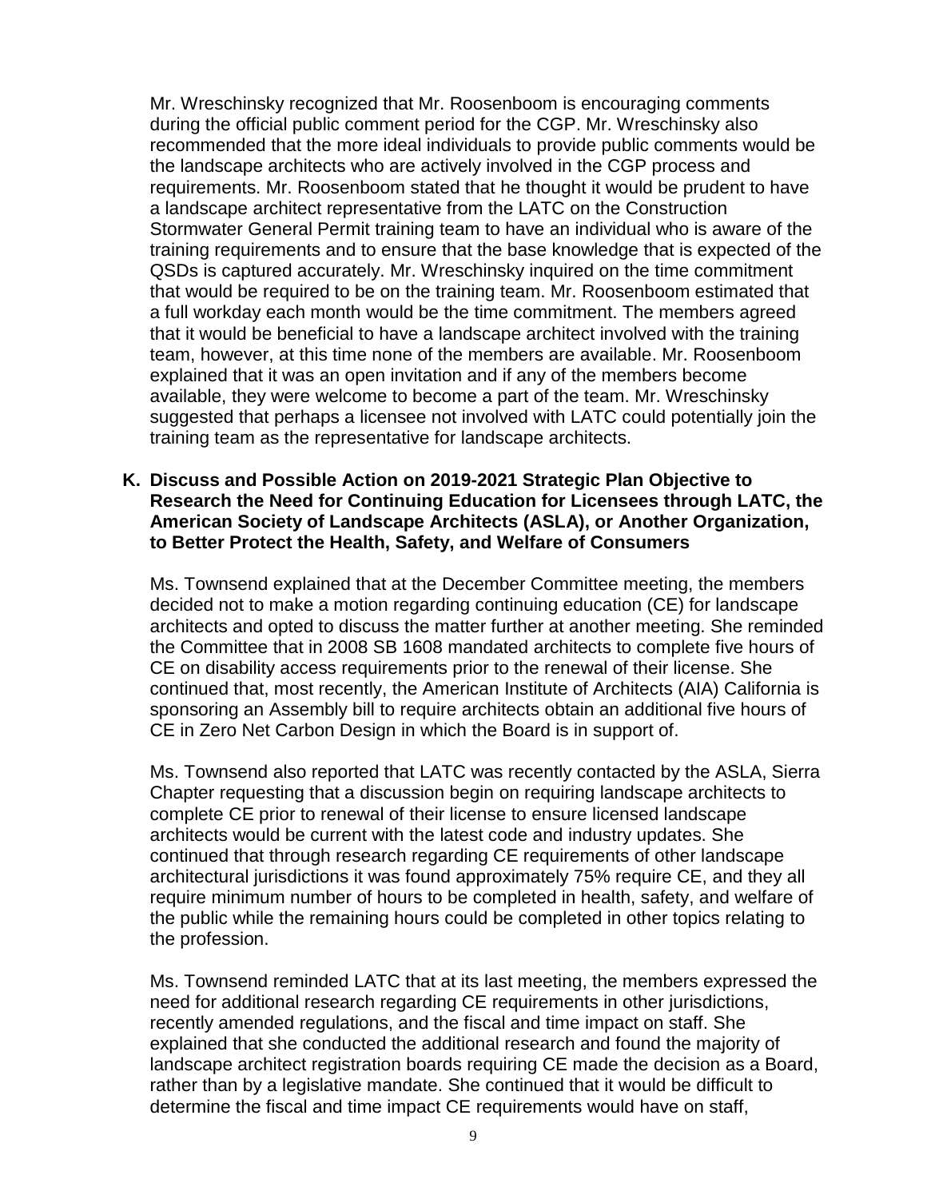Mr. Wreschinsky recognized that Mr. Roosenboom is encouraging comments during the official public comment period for the CGP. Mr. Wreschinsky also recommended that the more ideal individuals to provide public comments would be the landscape architects who are actively involved in the CGP process and requirements. Mr. Roosenboom stated that he thought it would be prudent to have a landscape architect representative from the LATC on the Construction Stormwater General Permit training team to have an individual who is aware of the training requirements and to ensure that the base knowledge that is expected of the QSDs is captured accurately. Mr. Wreschinsky inquired on the time commitment that would be required to be on the training team. Mr. Roosenboom estimated that a full workday each month would be the time commitment. The members agreed that it would be beneficial to have a landscape architect involved with the training team, however, at this time none of the members are available. Mr. Roosenboom explained that it was an open invitation and if any of the members become available, they were welcome to become a part of the team. Mr. Wreschinsky suggested that perhaps a licensee not involved with LATC could potentially join the training team as the representative for landscape architects.

**K. Discuss and Possible Action on 2019-2021 Strategic Plan Objective to Research the Need for Continuing Education for Licensees through LATC, the American Society of Landscape Architects (ASLA), or Another Organization, to Better Protect the Health, Safety, and Welfare of Consumers**

Ms. Townsend explained that at the December Committee meeting, the members decided not to make a motion regarding continuing education (CE) for landscape architects and opted to discuss the matter further at another meeting. She reminded the Committee that in 2008 SB 1608 mandated architects to complete five hours of CE on disability access requirements prior to the renewal of their license. She continued that, most recently, the American Institute of Architects (AIA) California is sponsoring an Assembly bill to require architects obtain an additional five hours of CE in Zero Net Carbon Design in which the Board is in support of.

Ms. Townsend also reported that LATC was recently contacted by the ASLA, Sierra Chapter requesting that a discussion begin on requiring landscape architects to complete CE prior to renewal of their license to ensure licensed landscape architects would be current with the latest code and industry updates. She continued that through research regarding CE requirements of other landscape architectural jurisdictions it was found approximately 75% require CE, and they all require minimum number of hours to be completed in health, safety, and welfare of the public while the remaining hours could be completed in other topics relating to the profession.

Ms. Townsend reminded LATC that at its last meeting, the members expressed the need for additional research regarding CE requirements in other jurisdictions, recently amended regulations, and the fiscal and time impact on staff. She explained that she conducted the additional research and found the majority of landscape architect registration boards requiring CE made the decision as a Board, rather than by a legislative mandate. She continued that it would be difficult to determine the fiscal and time impact CE requirements would have on staff,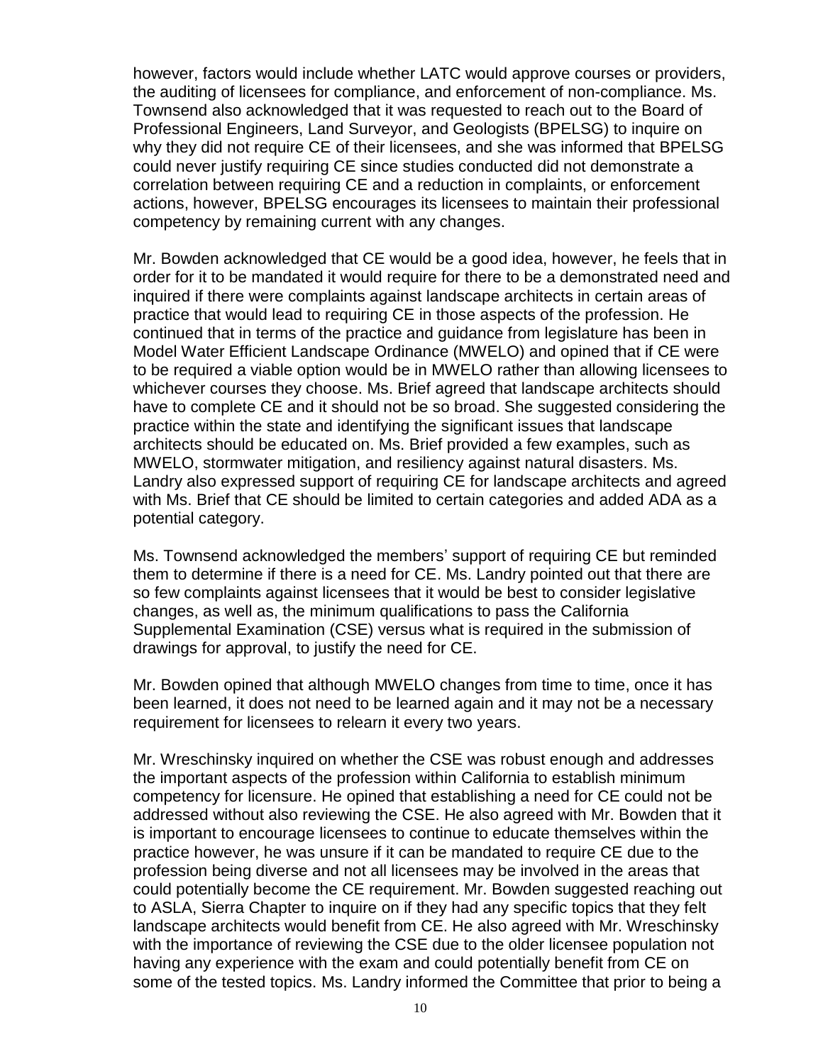however, factors would include whether LATC would approve courses or providers, the auditing of licensees for compliance, and enforcement of non-compliance. Ms. Townsend also acknowledged that it was requested to reach out to the Board of Professional Engineers, Land Surveyor, and Geologists (BPELSG) to inquire on why they did not require CE of their licensees, and she was informed that BPELSG could never justify requiring CE since studies conducted did not demonstrate a correlation between requiring CE and a reduction in complaints, or enforcement actions, however, BPELSG encourages its licensees to maintain their professional competency by remaining current with any changes.

Mr. Bowden acknowledged that CE would be a good idea, however, he feels that in order for it to be mandated it would require for there to be a demonstrated need and inquired if there were complaints against landscape architects in certain areas of practice that would lead to requiring CE in those aspects of the profession. He continued that in terms of the practice and guidance from legislature has been in Model Water Efficient Landscape Ordinance (MWELO) and opined that if CE were to be required a viable option would be in MWELO rather than allowing licensees to whichever courses they choose. Ms. Brief agreed that landscape architects should have to complete CE and it should not be so broad. She suggested considering the practice within the state and identifying the significant issues that landscape architects should be educated on. Ms. Brief provided a few examples, such as MWELO, stormwater mitigation, and resiliency against natural disasters. Ms. Landry also expressed support of requiring CE for landscape architects and agreed with Ms. Brief that CE should be limited to certain categories and added ADA as a potential category.

Ms. Townsend acknowledged the members' support of requiring CE but reminded them to determine if there is a need for CE. Ms. Landry pointed out that there are so few complaints against licensees that it would be best to consider legislative changes, as well as, the minimum qualifications to pass the California Supplemental Examination (CSE) versus what is required in the submission of drawings for approval, to justify the need for CE.

Mr. Bowden opined that although MWELO changes from time to time, once it has been learned, it does not need to be learned again and it may not be a necessary requirement for licensees to relearn it every two years.

Mr. Wreschinsky inquired on whether the CSE was robust enough and addresses the important aspects of the profession within California to establish minimum competency for licensure. He opined that establishing a need for CE could not be addressed without also reviewing the CSE. He also agreed with Mr. Bowden that it is important to encourage licensees to continue to educate themselves within the practice however, he was unsure if it can be mandated to require CE due to the profession being diverse and not all licensees may be involved in the areas that could potentially become the CE requirement. Mr. Bowden suggested reaching out to ASLA, Sierra Chapter to inquire on if they had any specific topics that they felt landscape architects would benefit from CE. He also agreed with Mr. Wreschinsky with the importance of reviewing the CSE due to the older licensee population not having any experience with the exam and could potentially benefit from CE on some of the tested topics. Ms. Landry informed the Committee that prior to being a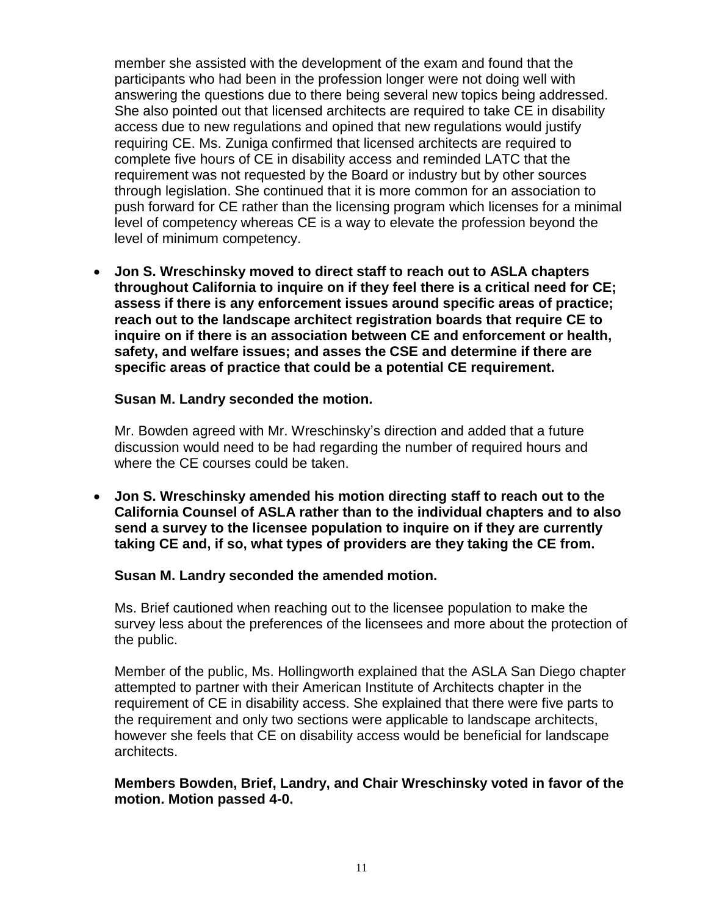member she assisted with the development of the exam and found that the participants who had been in the profession longer were not doing well with answering the questions due to there being several new topics being addressed. She also pointed out that licensed architects are required to take CE in disability access due to new regulations and opined that new regulations would justify requiring CE. Ms. Zuniga confirmed that licensed architects are required to complete five hours of CE in disability access and reminded LATC that the requirement was not requested by the Board or industry but by other sources through legislation. She continued that it is more common for an association to push forward for CE rather than the licensing program which licenses for a minimal level of competency whereas CE is a way to elevate the profession beyond the level of minimum competency.

- **Jon S. Wreschinsky moved to direct staff to reach out to ASLA chapters throughout California to inquire on if they feel there is a critical need for CE; assess if there is any enforcement issues around specific areas of practice; reach out to the landscape architect registration boards that require CE to inquire on if there is an association between CE and enforcement or health, safety, and welfare issues; and asses the CSE and determine if there are specific areas of practice that could be a potential CE requirement.**

  **Susan M. Landry seconded the motion.**

  Mr. Bowden agreed with Mr. Wreschinsky's direction and added that a future discussion would need to be had regarding the number of required hours and where the CE courses could be taken.

- **Jon S. Wreschinsky amended his motion directing staff to reach out to the California Counsel of ASLA rather than to the individual chapters and to also send a survey to the licensee population to inquire on if they are currently taking CE and, if so, what types of providers are they taking the CE from.**

  **Susan M. Landry seconded the amended motion.**

  Ms. Brief cautioned when reaching out to the licensee population to make the survey less about the preferences of the licensees and more about the protection of the public.

  Member of the public, Ms. Hollingworth explained that the ASLA San Diego chapter attempted to partner with their American Institute of Architects chapter in the requirement of CE in disability access. She explained that there were five parts to the requirement and only two sections were applicable to landscape architects, however she feels that CE on disability access would be beneficial for landscape architects.

  **Members Bowden, Brief, Landry, and Chair Wreschinsky voted in favor of the motion. Motion passed 4-0.**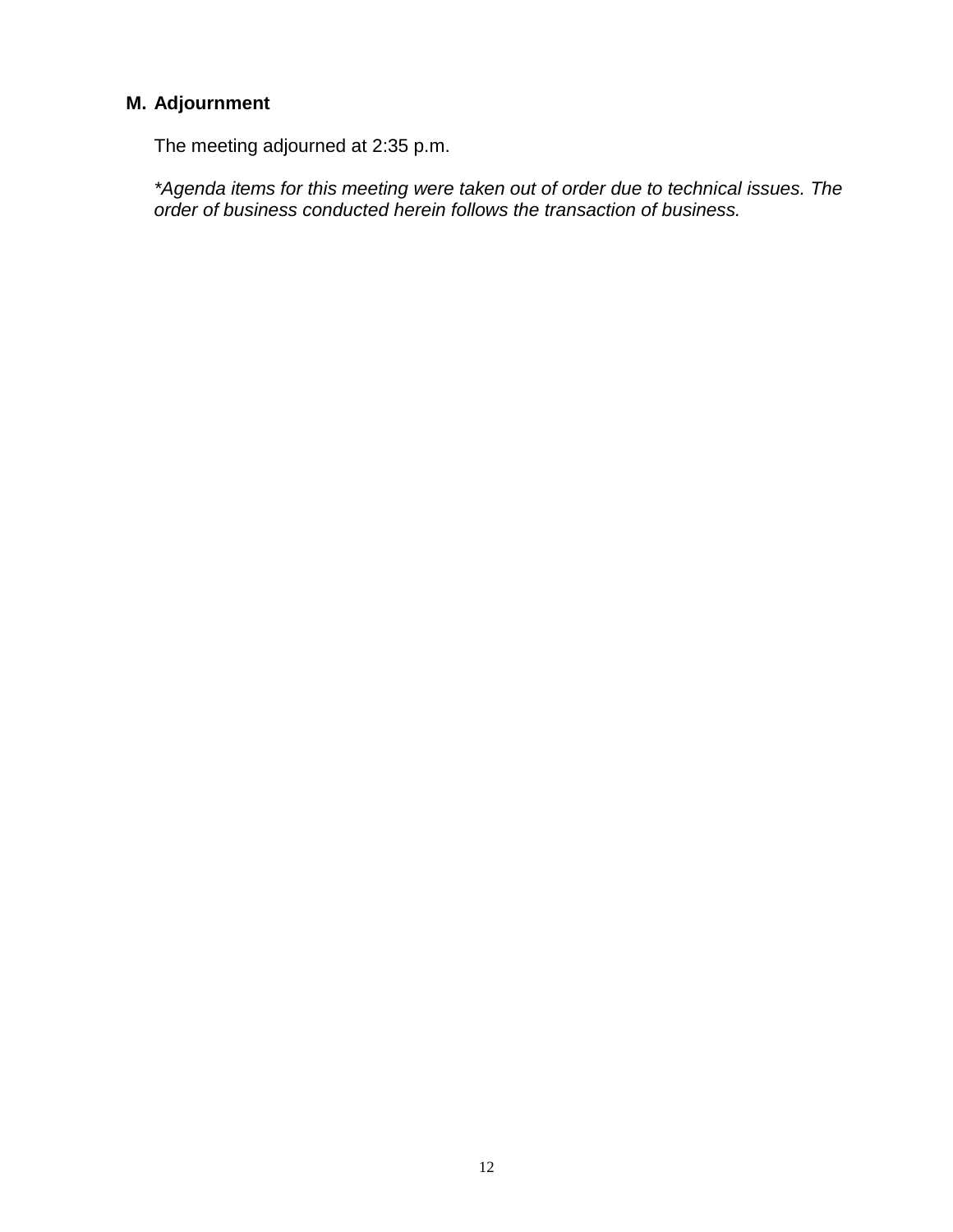## M. Adjournment

The meeting adjourned at 2:35 p.m.

*\*Agenda items for this meeting were taken out of order due to technical issues. The order of business conducted herein follows the transaction of business.*